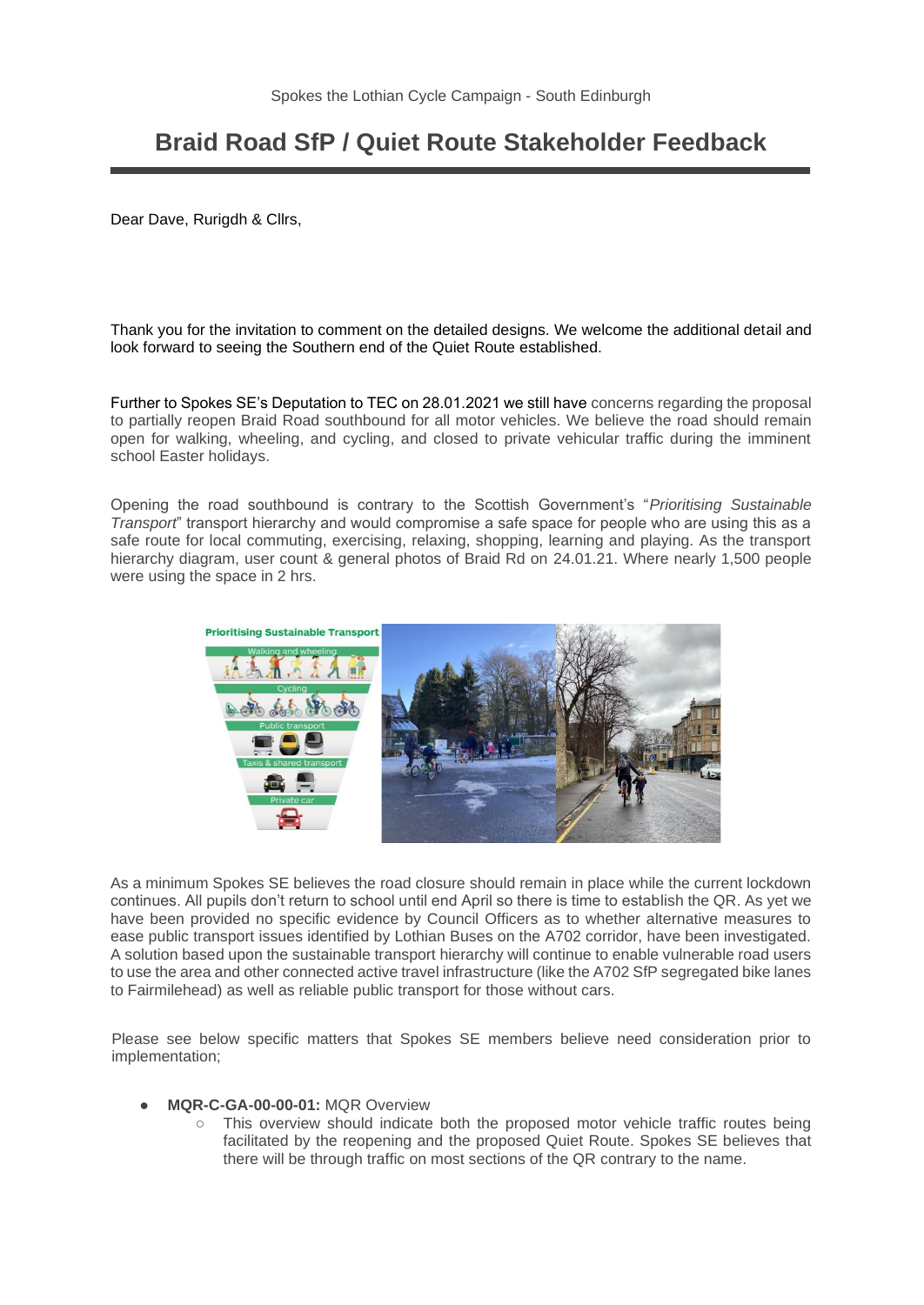Spokes the Lothian Cycle Campaign - South Edinburgh

# Braid Road SfP / Quiet Route Stakeholder Feedback

Dear Dave, Rurigdh & Cllrs,

Thank you for the invitation to comment on the detailed designs. We welcome the additional detail and look forward to seeing the Southern end of the Quiet Route established.

Further to Spokes SE's Deputation to TEC on 28.01.2021 we still have concerns regarding the proposal to partially reopen Braid Road southbound for all motor vehicles. We believe the road should remain open for walking, wheeling, and cycling, and closed to private vehicular traffic during the imminent school Easter holidays.

Opening the road southbound is contrary to the Scottish Government's "*Prioritising Sustainable Transport*" transport hierarchy and would compromise a safe space for people who are using this as a safe route for local commuting, exercising, relaxing, shopping, learning and playing. As the transport hierarchy diagram, user count & general photos of Braid Rd on 24.01.21. Where nearly 1,500 people were using the space in 2 hrs.

As a minimum Spokes SE believes the road closure should remain in place while the current lockdown continues. All pupils don't return to school until end April so there is time to establish the QR. As yet we have been provided no specific evidence by Council Officers as to whether alternative measures to ease public transport issues identified by Lothian Buses on the A702 corridor, have been investigated. A solution based upon the sustainable transport hierarchy will continue to enable vulnerable road users to use the area and other connected active travel infrastructure (like the A702 SfP segregated bike lanes to Fairmilehead) as well as reliable public transport for those without cars.

Please see below specific matters that Spokes SE members believe need consideration prior to implementation;

- **MQR-C-GA-00-00-01:** MQR Overview
  - This overview should indicate both the proposed motor vehicle traffic routes being facilitated by the reopening and the proposed Quiet Route. Spokes SE believes that there will be through traffic on most sections of the QR contrary to the name.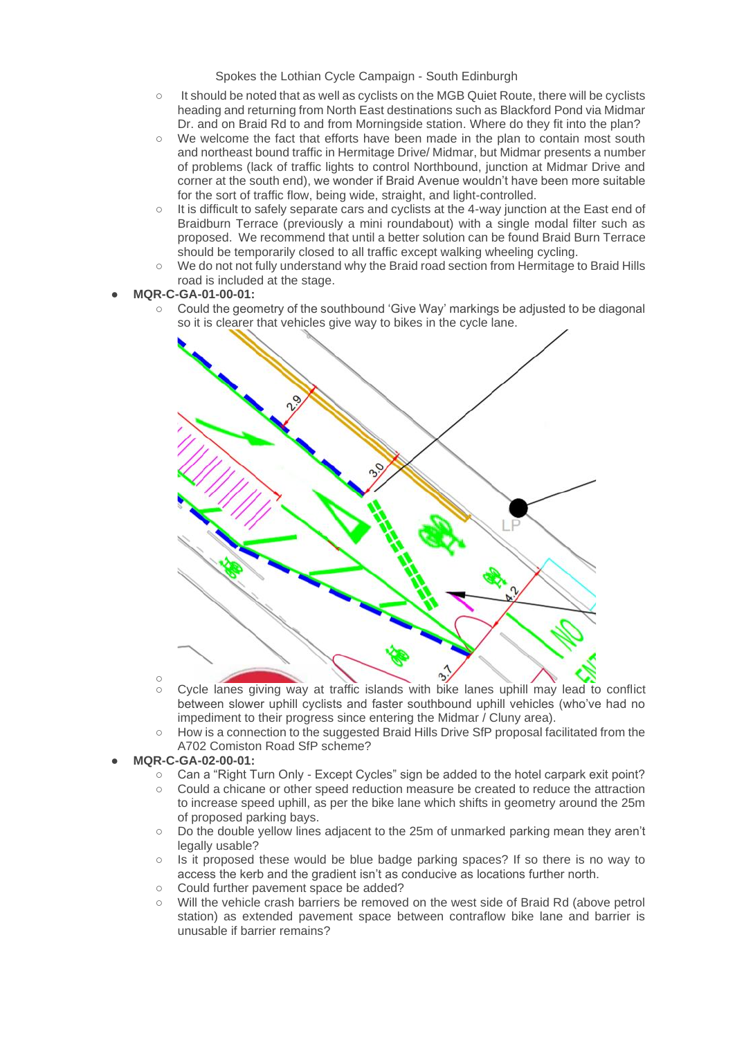- It should be noted that as well as cyclists on the MGB Quiet Route, there will be cyclists heading and returning from North East destinations such as Blackford Pond via Midmar Dr. and on Braid Rd to and from Morningside station. Where do they fit into the plan?
    - We welcome the fact that efforts have been made in the plan to contain most south and northeast bound traffic in Hermitage Drive/ Midmar, but Midmar presents a number of problems (lack of traffic lights to control Northbound, junction at Midmar Drive and corner at the south end), we wonder if Braid Avenue wouldn't have been more suitable for the sort of traffic flow, being wide, straight, and light-controlled.
    - It is difficult to safely separate cars and cyclists at the 4-way junction at the East end of Braidburn Terrace (previously a mini roundabout) with a single modal filter such as proposed. We recommend that until a better solution can be found Braid Burn Terrace should be temporarily closed to all traffic except walking wheeling cycling.
    - We do not not fully understand why the Braid road section from Hermitage to Braid Hills road is included at the stage.
- **MQR-C-GA-01-00-01:**
    - Could the geometry of the southbound 'Give Way' markings be adjusted to be diagonal so it is clearer that vehicles give way to bikes in the cycle lane.
    - Cycle lanes giving way at traffic islands with bike lanes uphill may lead to conflict between slower uphill cyclists and faster southbound uphill vehicles (who've had no impediment to their progress since entering the Midmar / Cluny area).
    - How is a connection to the suggested Braid Hills Drive SfP proposal facilitated from the A702 Comiston Road SfP scheme?
- **MQR-C-GA-02-00-01:**
    - Can a "Right Turn Only - Except Cycles" sign be added to the hotel carpark exit point?
    - Could a chicane or other speed reduction measure be created to reduce the attraction to increase speed uphill, as per the bike lane which shifts in geometry around the 25m of proposed parking bays.
    - Do the double yellow lines adjacent to the 25m of unmarked parking mean they aren't legally usable?
    - Is it proposed these would be blue badge parking spaces? If so there is no way to access the kerb and the gradient isn't as conducive as locations further north.
    - Could further pavement space be added?
    - Will the vehicle crash barriers be removed on the west side of Braid Rd (above petrol station) as extended pavement space between contraflow bike lane and barrier is unusable if barrier remains?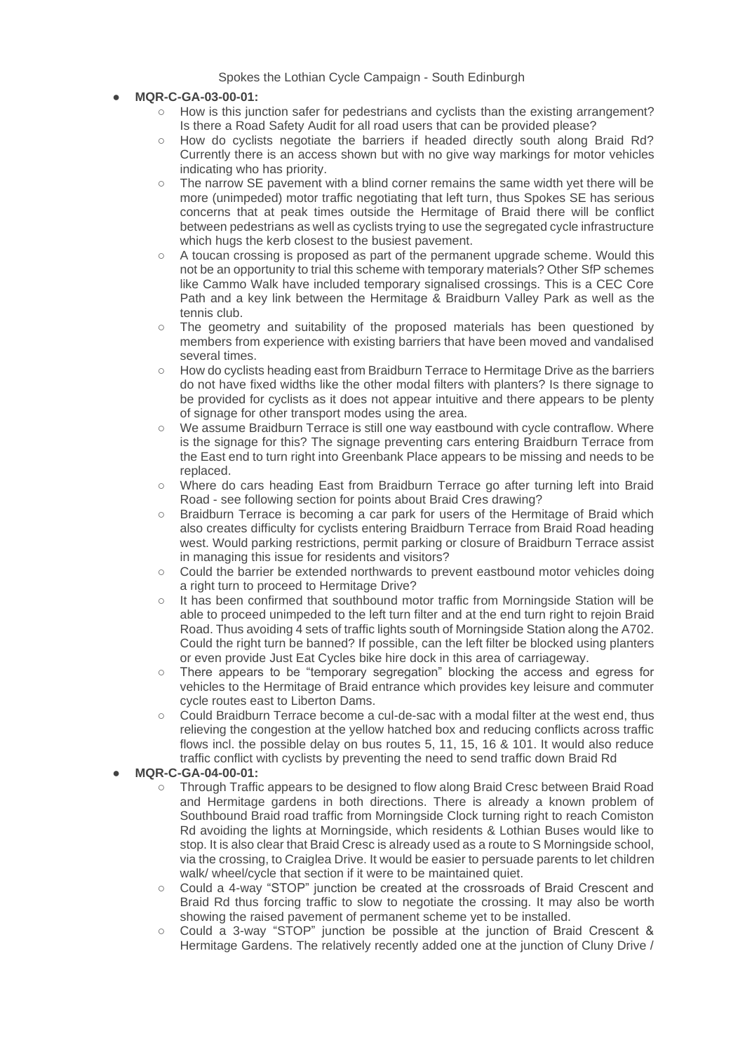Spokes the Lothian Cycle Campaign - South Edinburgh

- **MQR-C-GA-03-00-01:**
  - How is this junction safer for pedestrians and cyclists than the existing arrangement? Is there a Road Safety Audit for all road users that can be provided please?
  - How do cyclists negotiate the barriers if headed directly south along Braid Rd? Currently there is an access shown but with no give way markings for motor vehicles indicating who has priority.
  - The narrow SE pavement with a blind corner remains the same width yet there will be more (unimpeded) motor traffic negotiating that left turn, thus Spokes SE has serious concerns that at peak times outside the Hermitage of Braid there will be conflict between pedestrians as well as cyclists trying to use the segregated cycle infrastructure which hugs the kerb closest to the busiest pavement.
  - A toucan crossing is proposed as part of the permanent upgrade scheme. Would this not be an opportunity to trial this scheme with temporary materials? Other SfP schemes like Cammo Walk have included temporary signalised crossings. This is a CEC Core Path and a key link between the Hermitage & Braidburn Valley Park as well as the tennis club.
  - The geometry and suitability of the proposed materials has been questioned by members from experience with existing barriers that have been moved and vandalised several times.
  - How do cyclists heading east from Braidburn Terrace to Hermitage Drive as the barriers do not have fixed widths like the other modal filters with planters? Is there signage to be provided for cyclists as it does not appear intuitive and there appears to be plenty of signage for other transport modes using the area.
  - We assume Braidburn Terrace is still one way eastbound with cycle contraflow. Where is the signage for this? The signage preventing cars entering Braidburn Terrace from the East end to turn right into Greenbank Place appears to be missing and needs to be replaced.
  - Where do cars heading East from Braidburn Terrace go after turning left into Braid Road - see following section for points about Braid Cres drawing?
  - Braidburn Terrace is becoming a car park for users of the Hermitage of Braid which also creates difficulty for cyclists entering Braidburn Terrace from Braid Road heading west. Would parking restrictions, permit parking or closure of Braidburn Terrace assist in managing this issue for residents and visitors?
  - Could the barrier be extended northwards to prevent eastbound motor vehicles doing a right turn to proceed to Hermitage Drive?
  - It has been confirmed that southbound motor traffic from Morningside Station will be able to proceed unimpeded to the left turn filter and at the end turn right to rejoin Braid Road. Thus avoiding 4 sets of traffic lights south of Morningside Station along the A702. Could the right turn be banned? If possible, can the left filter be blocked using planters or even provide Just Eat Cycles bike hire dock in this area of carriageway.
  - There appears to be "temporary segregation" blocking the access and egress for vehicles to the Hermitage of Braid entrance which provides key leisure and commuter cycle routes east to Liberton Dams.
  - Could Braidburn Terrace become a cul-de-sac with a modal filter at the west end, thus relieving the congestion at the yellow hatched box and reducing conflicts across traffic flows incl. the possible delay on bus routes 5, 11, 15, 16 & 101. It would also reduce traffic conflict with cyclists by preventing the need to send traffic down Braid Rd
- **MQR-C-GA-04-00-01:**
  - Through Traffic appears to be designed to flow along Braid Cresc between Braid Road and Hermitage gardens in both directions. There is already a known problem of Southbound Braid road traffic from Morningside Clock turning right to reach Comiston Rd avoiding the lights at Morningside, which residents & Lothian Buses would like to stop. It is also clear that Braid Cresc is already used as a route to S Morningside school, via the crossing, to Craiglea Drive. It would be easier to persuade parents to let children walk/ wheel/cycle that section if it were to be maintained quiet.
  - Could a 4-way "STOP" junction be created at the crossroads of Braid Crescent and Braid Rd thus forcing traffic to slow to negotiate the crossing. It may also be worth showing the raised pavement of permanent scheme yet to be installed.
  - Could a 3-way "STOP" junction be possible at the junction of Braid Crescent & Hermitage Gardens. The relatively recently added one at the junction of Cluny Drive /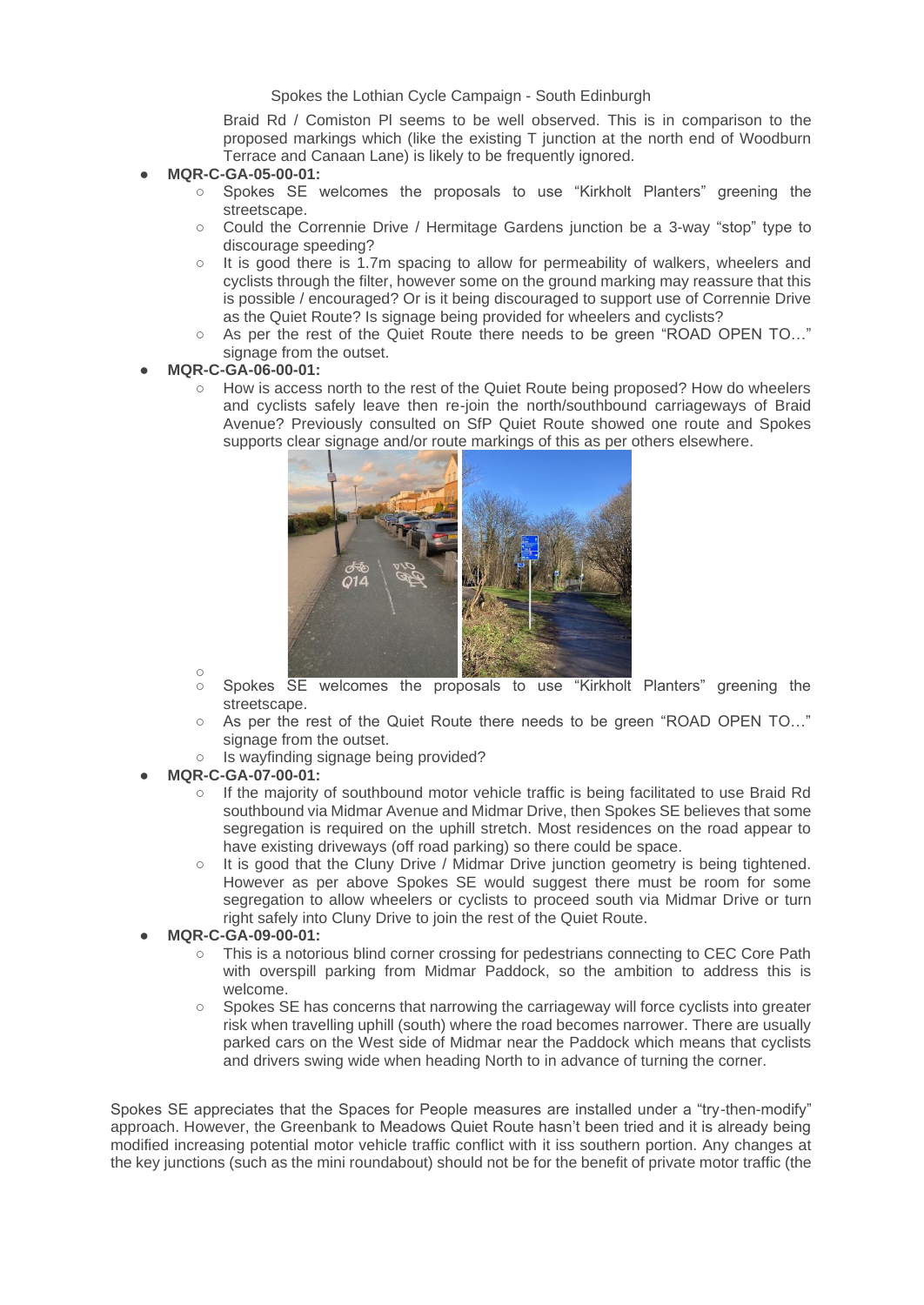Braid Rd / Comiston Pl seems to be well observed. This is in comparison to the proposed markings which (like the existing T junction at the north end of Woodburn Terrace and Canaan Lane) is likely to be frequently ignored.

- **MQR-C-GA-05-00-01:**
  - Spokes SE welcomes the proposals to use "Kirkholt Planters" greening the streetscape.
  - Could the Corrennie Drive / Hermitage Gardens junction be a 3-way "stop" type to discourage speeding?
  - It is good there is 1.7m spacing to allow for permeability of walkers, wheelers and cyclists through the filter, however some on the ground marking may reassure that this is possible / encouraged? Or is it being discouraged to support use of Corrennie Drive as the Quiet Route? Is signage being provided for wheelers and cyclists?
  - As per the rest of the Quiet Route there needs to be green "ROAD OPEN TO…" signage from the outset.
- **MQR-C-GA-06-00-01:**
  - How is access north to the rest of the Quiet Route being proposed? How do wheelers and cyclists safely leave then re-join the north/southbound carriageways of Braid Avenue? Previously consulted on SfP Quiet Route showed one route and Spokes supports clear signage and/or route markings of this as per others elsewhere.
  - Spokes SE welcomes the proposals to use "Kirkholt Planters" greening the streetscape.
  - As per the rest of the Quiet Route there needs to be green "ROAD OPEN TO…" signage from the outset.
  - Is wayfinding signage being provided?
- **MQR-C-GA-07-00-01:**
  - If the majority of southbound motor vehicle traffic is being facilitated to use Braid Rd southbound via Midmar Avenue and Midmar Drive, then Spokes SE believes that some segregation is required on the uphill stretch. Most residences on the road appear to have existing driveways (off road parking) so there could be space.
  - It is good that the Cluny Drive / Midmar Drive junction geometry is being tightened. However as per above Spokes SE would suggest there must be room for some segregation to allow wheelers or cyclists to proceed south via Midmar Drive or turn right safely into Cluny Drive to join the rest of the Quiet Route.
- **MQR-C-GA-09-00-01:**
  - This is a notorious blind corner crossing for pedestrians connecting to CEC Core Path with overspill parking from Midmar Paddock, so the ambition to address this is welcome.
  - Spokes SE has concerns that narrowing the carriageway will force cyclists into greater risk when travelling uphill (south) where the road becomes narrower. There are usually parked cars on the West side of Midmar near the Paddock which means that cyclists and drivers swing wide when heading North to in advance of turning the corner.

Spokes SE appreciates that the Spaces for People measures are installed under a "try-then-modify" approach. However, the Greenbank to Meadows Quiet Route hasn't been tried and it is already being modified increasing potential motor vehicle traffic conflict with it iss southern portion. Any changes at the key junctions (such as the mini roundabout) should not be for the benefit of private motor traffic (the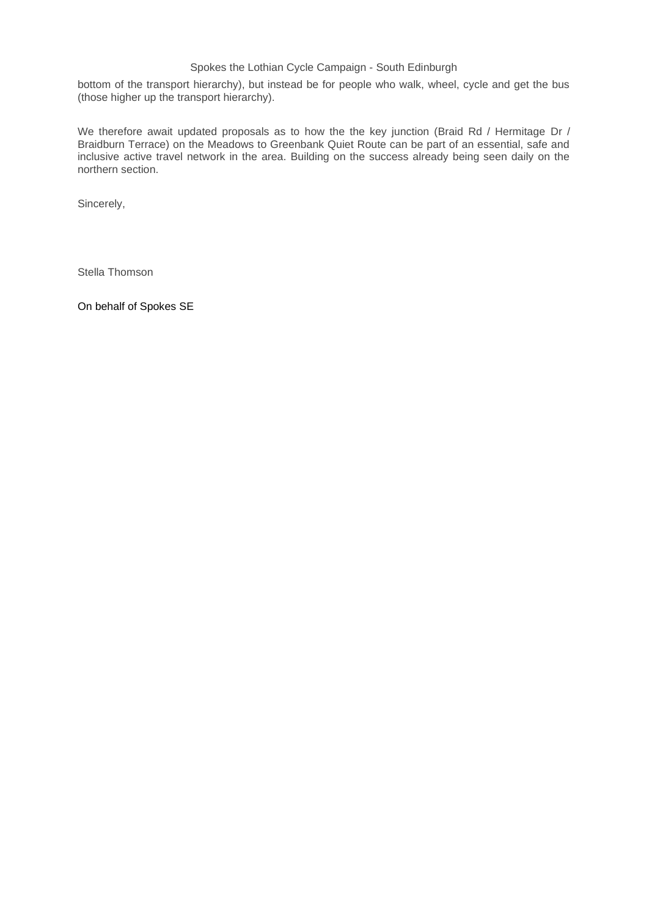bottom of the transport hierarchy), but instead be for people who walk, wheel, cycle and get the bus (those higher up the transport hierarchy).

We therefore await updated proposals as to how the the key junction (Braid Rd / Hermitage Dr / Braidburn Terrace) on the Meadows to Greenbank Quiet Route can be part of an essential, safe and inclusive active travel network in the area. Building on the success already being seen daily on the northern section.

Sincerely,

Stella Thomson

On behalf of Spokes SE